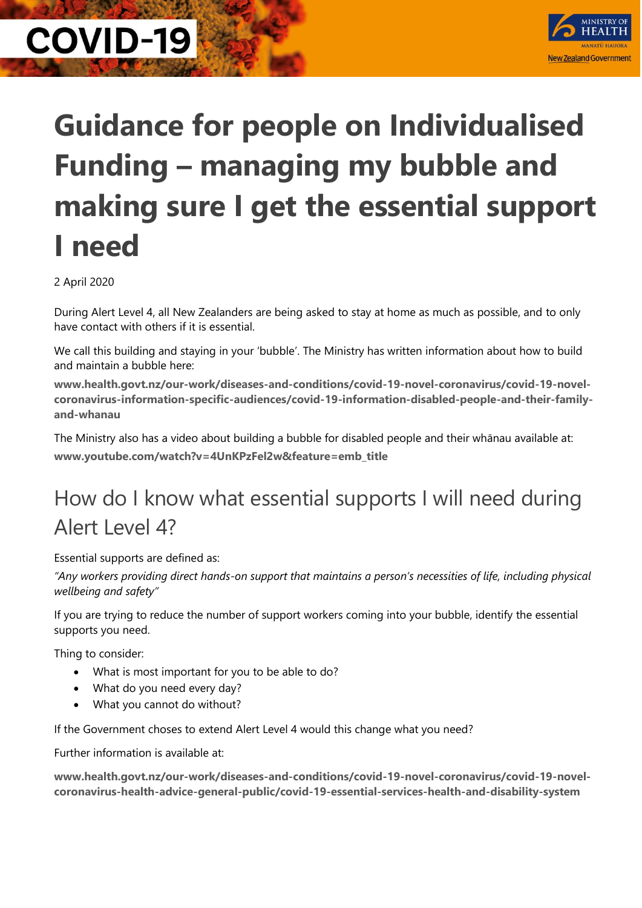COVID-19

# Guidance for people on Individualised Funding – managing my bubble and making sure I get the essential support I need

2 April 2020

During Alert Level 4, all New Zealanders are being asked to stay at home as much as possible, and to only have contact with others if it is essential.

We call this building and staying in your 'bubble'. The Ministry has written information about how to build and maintain a bubble here:

**www.health.govt.nz/our-work/diseases-and-conditions/covid-19-novel-coronavirus/covid-19-novel-coronavirus-information-specific-audiences/covid-19-information-disabled-people-and-their-family-and-whanau**

The Ministry also has a video about building a bubble for disabled people and their whānau available at:

**www.youtube.com/watch?v=4UnKPzFel2w&feature=emb_title**

## How do I know what essential supports I will need during Alert Level 4?

Essential supports are defined as:

*"Any workers providing direct hands-on support that maintains a person's necessities of life, including physical wellbeing and safety"*

If you are trying to reduce the number of support workers coming into your bubble, identify the essential supports you need.

Thing to consider:

- What is most important for you to be able to do?
- What do you need every day?
- What you cannot do without?

If the Government choses to extend Alert Level 4 would this change what you need?

Further information is available at:

**www.health.govt.nz/our-work/diseases-and-conditions/covid-19-novel-coronavirus/covid-19-novel-coronavirus-health-advice-general-public/covid-19-essential-services-health-and-disability-system**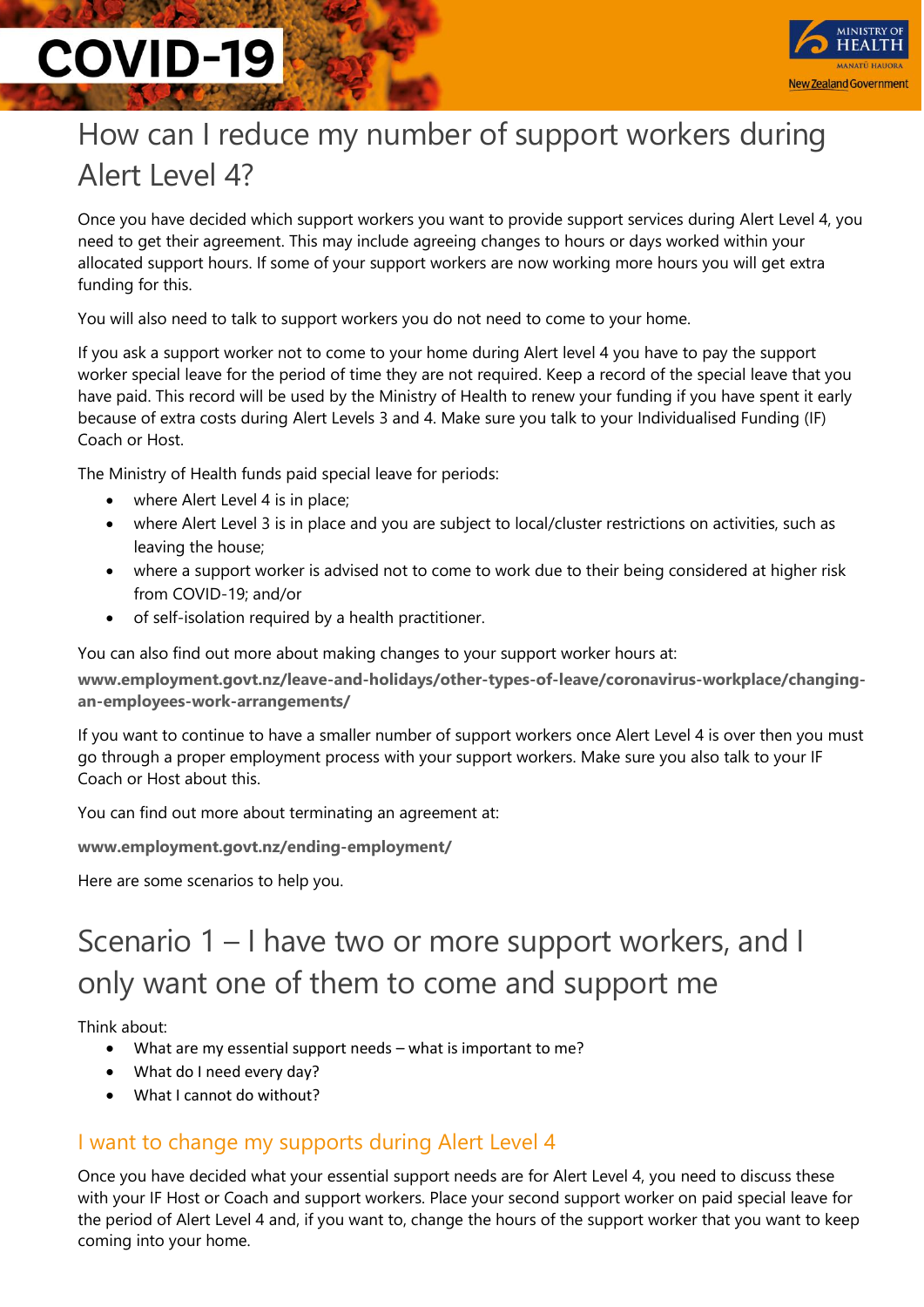# How can I reduce my number of support workers during Alert Level 4?

Once you have decided which support workers you want to provide support services during Alert Level 4, you need to get their agreement. This may include agreeing changes to hours or days worked within your allocated support hours. If some of your support workers are now working more hours you will get extra funding for this.

You will also need to talk to support workers you do not need to come to your home.

If you ask a support worker not to come to your home during Alert level 4 you have to pay the support worker special leave for the period of time they are not required. Keep a record of the special leave that you have paid. This record will be used by the Ministry of Health to renew your funding if you have spent it early because of extra costs during Alert Levels 3 and 4. Make sure you talk to your Individualised Funding (IF) Coach or Host.

The Ministry of Health funds paid special leave for periods:

- where Alert Level 4 is in place;
- where Alert Level 3 is in place and you are subject to local/cluster restrictions on activities, such as leaving the house;
- where a support worker is advised not to come to work due to their being considered at higher risk from COVID-19; and/or
- of self-isolation required by a health practitioner.

You can also find out more about making changes to your support worker hours at:

**www.employment.govt.nz/leave-and-holidays/other-types-of-leave/coronavirus-workplace/changing-an-employees-work-arrangements/**

If you want to continue to have a smaller number of support workers once Alert Level 4 is over then you must go through a proper employment process with your support workers. Make sure you also talk to your IF Coach or Host about this.

You can find out more about terminating an agreement at:

**www.employment.govt.nz/ending-employment/**

Here are some scenarios to help you.

# Scenario 1 – I have two or more support workers, and I only want one of them to come and support me

Think about:

- What are my essential support needs – what is important to me?
- What do I need every day?
- What I cannot do without?

## I want to change my supports during Alert Level 4

Once you have decided what your essential support needs are for Alert Level 4, you need to discuss these with your IF Host or Coach and support workers. Place your second support worker on paid special leave for the period of Alert Level 4 and, if you want to, change the hours of the support worker that you want to keep coming into your home.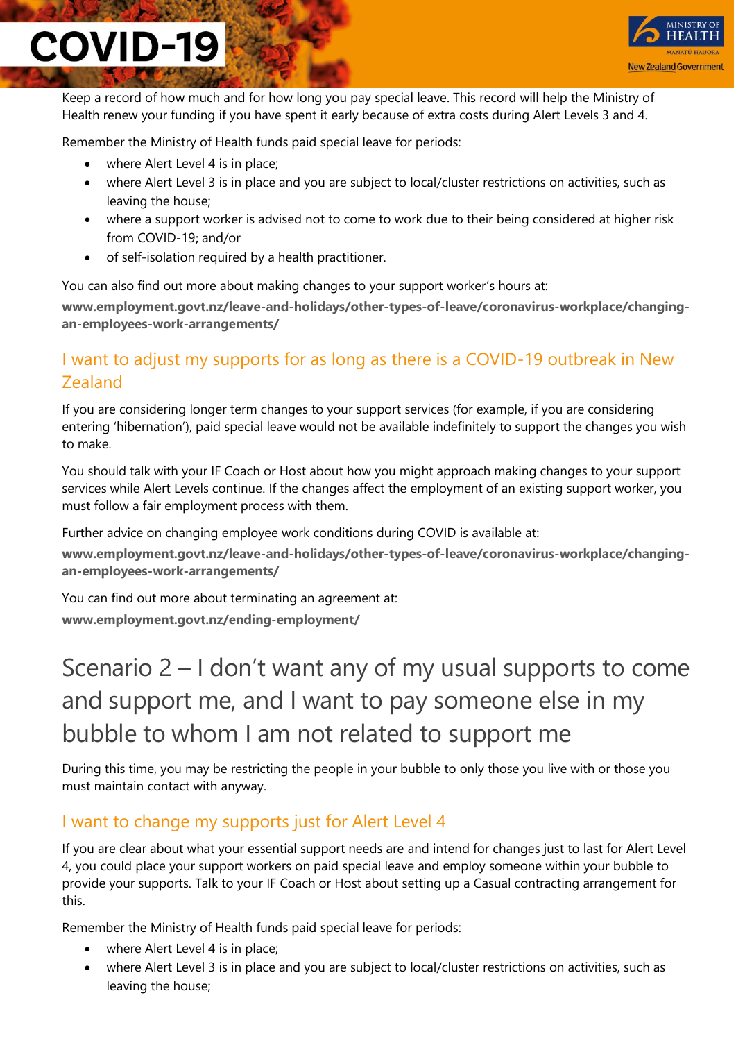Keep a record of how much and for how long you pay special leave. This record will help the Ministry of Health renew your funding if you have spent it early because of extra costs during Alert Levels 3 and 4.

Remember the Ministry of Health funds paid special leave for periods:

- where Alert Level 4 is in place;
- where Alert Level 3 is in place and you are subject to local/cluster restrictions on activities, such as leaving the house;
- where a support worker is advised not to come to work due to their being considered at higher risk from COVID-19; and/or
- of self-isolation required by a health practitioner.

You can also find out more about making changes to your support worker's hours at:

**www.employment.govt.nz/leave-and-holidays/other-types-of-leave/coronavirus-workplace/changing-an-employees-work-arrangements/**

### I want to adjust my supports for as long as there is a COVID-19 outbreak in New Zealand

If you are considering longer term changes to your support services (for example, if you are considering entering 'hibernation'), paid special leave would not be available indefinitely to support the changes you wish to make.

You should talk with your IF Coach or Host about how you might approach making changes to your support services while Alert Levels continue. If the changes affect the employment of an existing support worker, you must follow a fair employment process with them.

Further advice on changing employee work conditions during COVID is available at:

**www.employment.govt.nz/leave-and-holidays/other-types-of-leave/coronavirus-workplace/changing-an-employees-work-arrangements/**

You can find out more about terminating an agreement at:

**www.employment.govt.nz/ending-employment/**

## Scenario 2 – I don't want any of my usual supports to come and support me, and I want to pay someone else in my bubble to whom I am not related to support me

During this time, you may be restricting the people in your bubble to only those you live with or those you must maintain contact with anyway.

### I want to change my supports just for Alert Level 4

If you are clear about what your essential support needs are and intend for changes just to last for Alert Level 4, you could place your support workers on paid special leave and employ someone within your bubble to provide your supports. Talk to your IF Coach or Host about setting up a Casual contracting arrangement for this.

Remember the Ministry of Health funds paid special leave for periods:

- where Alert Level 4 is in place;
- where Alert Level 3 is in place and you are subject to local/cluster restrictions on activities, such as leaving the house;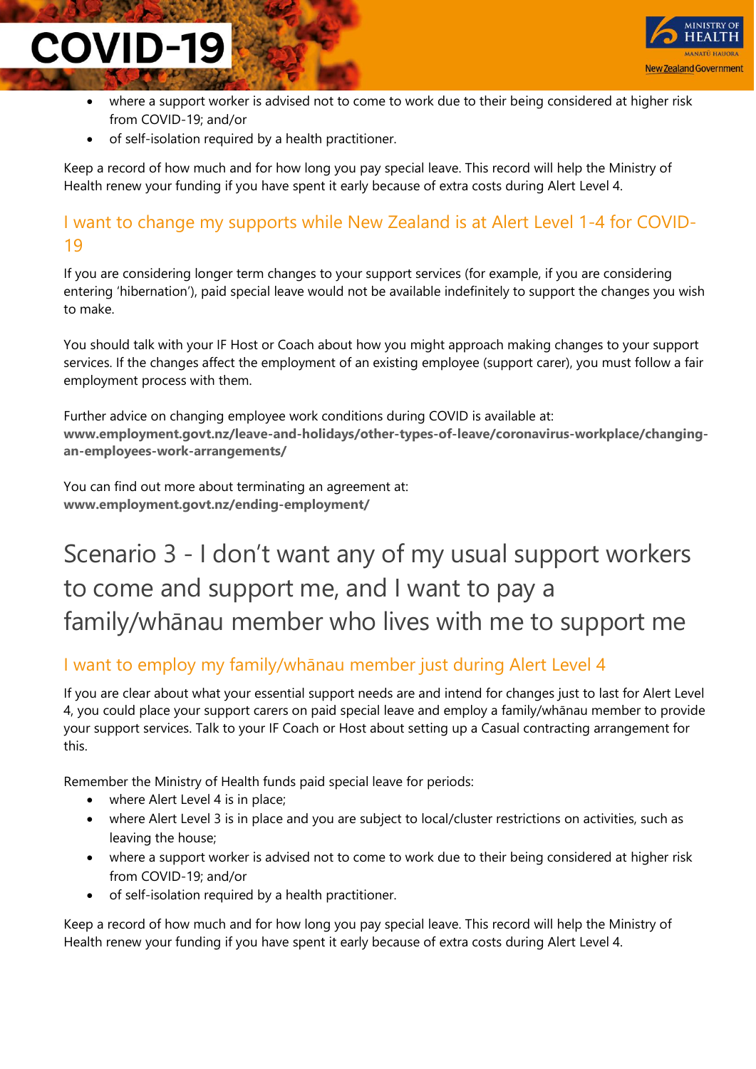- where a support worker is advised not to come to work due to their being considered at higher risk from COVID-19; and/or
- of self-isolation required by a health practitioner.

Keep a record of how much and for how long you pay special leave. This record will help the Ministry of Health renew your funding if you have spent it early because of extra costs during Alert Level 4.

### I want to change my supports while New Zealand is at Alert Level 1-4 for COVID-19

If you are considering longer term changes to your support services (for example, if you are considering entering 'hibernation'), paid special leave would not be available indefinitely to support the changes you wish to make.

You should talk with your IF Host or Coach about how you might approach making changes to your support services. If the changes affect the employment of an existing employee (support carer), you must follow a fair employment process with them.

Further advice on changing employee work conditions during COVID is available at:
**www.employment.govt.nz/leave-and-holidays/other-types-of-leave/coronavirus-workplace/changing-an-employees-work-arrangements/**

You can find out more about terminating an agreement at:
**www.employment.govt.nz/ending-employment/**

## Scenario 3 - I don't want any of my usual support workers to come and support me, and I want to pay a family/whānau member who lives with me to support me

### I want to employ my family/whānau member just during Alert Level 4

If you are clear about what your essential support needs are and intend for changes just to last for Alert Level 4, you could place your support carers on paid special leave and employ a family/whānau member to provide your support services. Talk to your IF Coach or Host about setting up a Casual contracting arrangement for this.

Remember the Ministry of Health funds paid special leave for periods:

- where Alert Level 4 is in place;
- where Alert Level 3 is in place and you are subject to local/cluster restrictions on activities, such as leaving the house;
- where a support worker is advised not to come to work due to their being considered at higher risk from COVID-19; and/or
- of self-isolation required by a health practitioner.

Keep a record of how much and for how long you pay special leave. This record will help the Ministry of Health renew your funding if you have spent it early because of extra costs during Alert Level 4.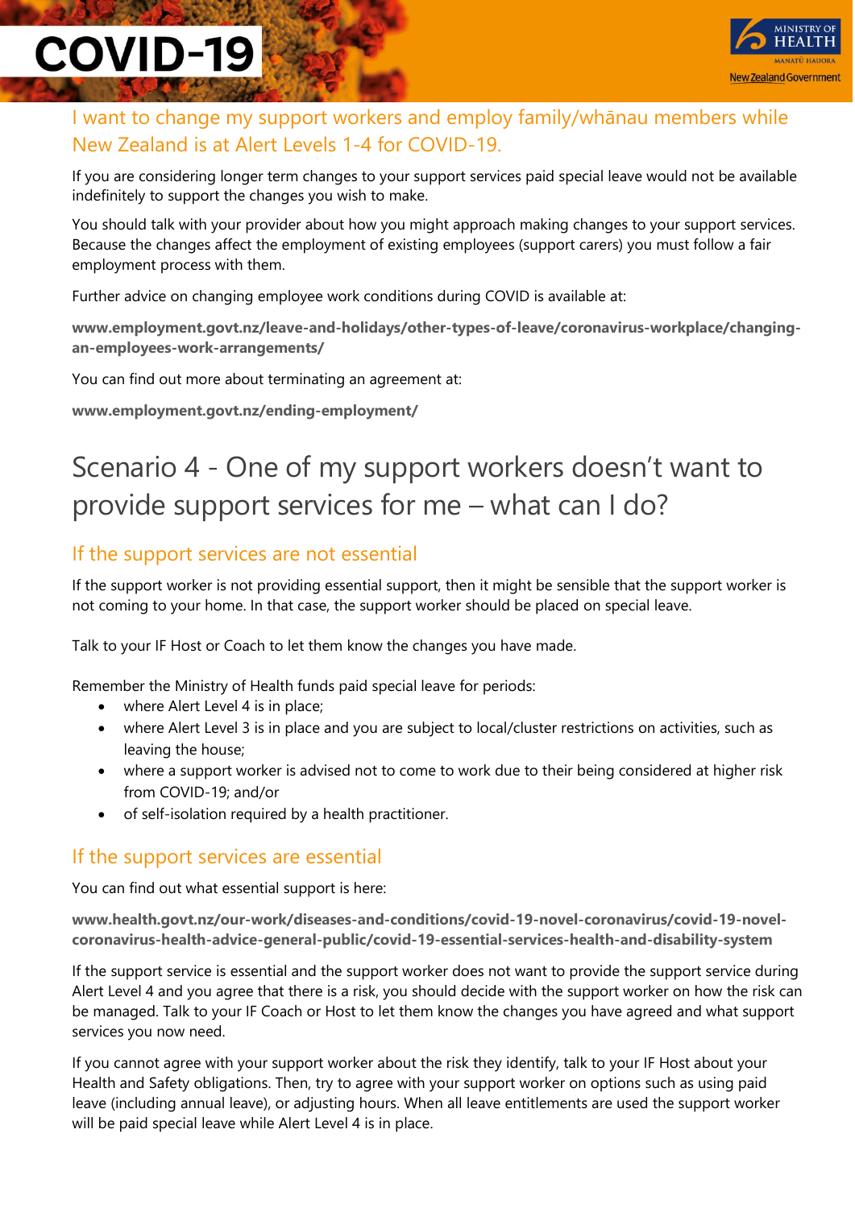### I want to change my support workers and employ family/whānau members while New Zealand is at Alert Levels 1-4 for COVID-19.

If you are considering longer term changes to your support services paid special leave would not be available indefinitely to support the changes you wish to make.

You should talk with your provider about how you might approach making changes to your support services. Because the changes affect the employment of existing employees (support carers) you must follow a fair employment process with them.

Further advice on changing employee work conditions during COVID is available at:

**www.employment.govt.nz/leave-and-holidays/other-types-of-leave/coronavirus-workplace/changing-an-employees-work-arrangements/**

You can find out more about terminating an agreement at:

**www.employment.govt.nz/ending-employment/**

## Scenario 4 - One of my support workers doesn't want to provide support services for me – what can I do?

### If the support services are not essential

If the support worker is not providing essential support, then it might be sensible that the support worker is not coming to your home. In that case, the support worker should be placed on special leave.

Talk to your IF Host or Coach to let them know the changes you have made.

Remember the Ministry of Health funds paid special leave for periods:

- where Alert Level 4 is in place;
- where Alert Level 3 is in place and you are subject to local/cluster restrictions on activities, such as leaving the house;
- where a support worker is advised not to come to work due to their being considered at higher risk from COVID-19; and/or
- of self-isolation required by a health practitioner.

### If the support services are essential

You can find out what essential support is here:

**www.health.govt.nz/our-work/diseases-and-conditions/covid-19-novel-coronavirus/covid-19-novel-coronavirus-health-advice-general-public/covid-19-essential-services-health-and-disability-system**

If the support service is essential and the support worker does not want to provide the support service during Alert Level 4 and you agree that there is a risk, you should decide with the support worker on how the risk can be managed. Talk to your IF Coach or Host to let them know the changes you have agreed and what support services you now need.

If you cannot agree with your support worker about the risk they identify, talk to your IF Host about your Health and Safety obligations. Then, try to agree with your support worker on options such as using paid leave (including annual leave), or adjusting hours. When all leave entitlements are used the support worker will be paid special leave while Alert Level 4 is in place.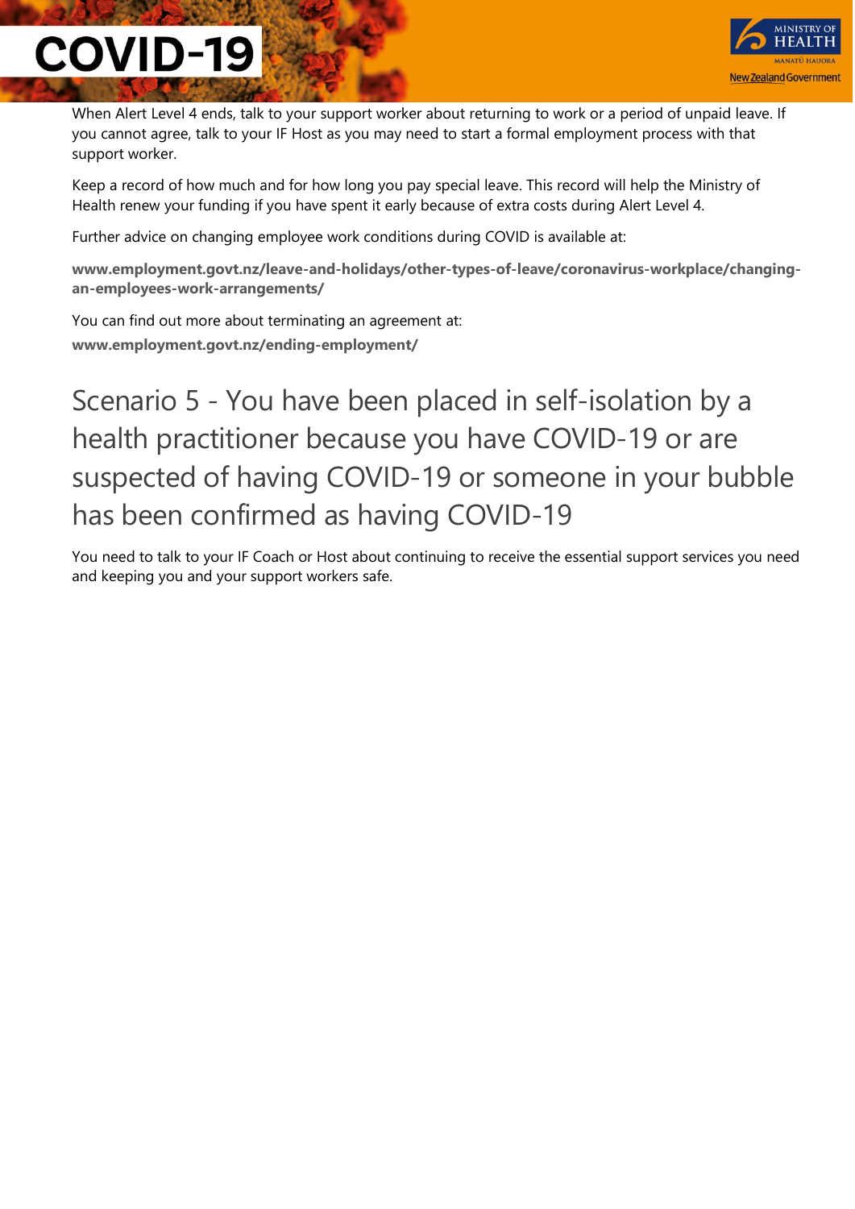When Alert Level 4 ends, talk to your support worker about returning to work or a period of unpaid leave. If you cannot agree, talk to your IF Host as you may need to start a formal employment process with that support worker.

Keep a record of how much and for how long you pay special leave. This record will help the Ministry of Health renew your funding if you have spent it early because of extra costs during Alert Level 4.

Further advice on changing employee work conditions during COVID is available at:

**www.employment.govt.nz/leave-and-holidays/other-types-of-leave/coronavirus-workplace/changing-an-employees-work-arrangements/**

You can find out more about terminating an agreement at:
**www.employment.govt.nz/ending-employment/**

## Scenario 5 - You have been placed in self-isolation by a health practitioner because you have COVID-19 or are suspected of having COVID-19 or someone in your bubble has been confirmed as having COVID-19

You need to talk to your IF Coach or Host about continuing to receive the essential support services you need and keeping you and your support workers safe.